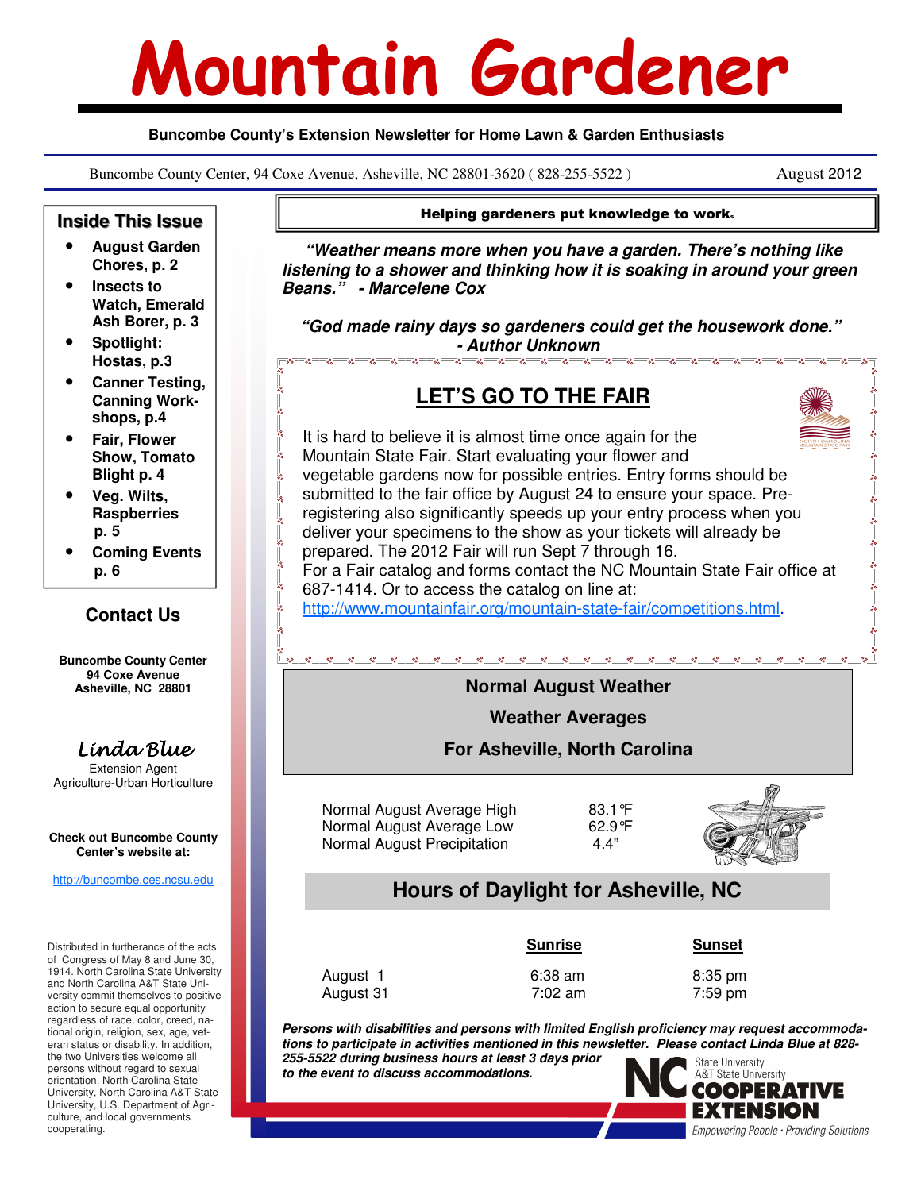# Mountain Gardener

**Buncombe County's Extension Newsletter for Home Lawn & Garden Enthusiasts**

Buncombe County Center, 94 Coxe Avenue, Asheville, NC 28801-3620 ( 828-255-5522 ) August 2012

## Inside This Issue

- August Garden Chores, p. 2
- Insects to Watch, Emerald Ash Borer, p. 3
- Spotlight: Hostas, p.3
- Canner Testing, Canning Workshops, p.4
- Fair, Flower Show, Tomato Blight p. 4
- Veg. Wilts, Raspberries p. 5
- Coming Events p. 6

## Contact Us

**Buncombe County Center**
**94 Coxe Avenue**
**Asheville, NC 28801**

*Linda Blue*
Extension Agent
Agriculture-Urban Horticulture

**Check out Buncombe County Center's website at:**

http://buncombe.ces.ncsu.edu

Distributed in furtherance of the acts of Congress of May 8 and June 30, 1914. North Carolina State University and North Carolina A&T State University commit themselves to positive action to secure equal opportunity regardless of race, color, creed, national origin, religion, sex, age, veteran status or disability. In addition, the two Universities welcome all persons without regard to sexual orientation. North Carolina State University, North Carolina A&T State University, U.S. Department of Agriculture, and local governments cooperating.

**Helping gardeners put knowledge to work.**

***"Weather means more when you have a garden. There's nothing like listening to a shower and thinking how it is soaking in around your green Beans." - Marcelene Cox***

***"God made rainy days so gardeners could get the housework done." - Author Unknown***

## LET'S GO TO THE FAIR

It is hard to believe it is almost time once again for the Mountain State Fair. Start evaluating your flower and vegetable gardens now for possible entries. Entry forms should be submitted to the fair office by August 24 to ensure your space. Pre-registering also significantly speeds up your entry process when you deliver your specimens to the show as your tickets will already be prepared. The 2012 Fair will run Sept 7 through 16.
For a Fair catalog and forms contact the NC Mountain State Fair office at 687-1414. Or to access the catalog on line at: http://www.mountainfair.org/mountain-state-fair/competitions.html.

## Normal August Weather

### Weather Averages

### For Asheville, North Carolina

| | |
|---|---|
| Normal August Average High | 83.1°F |
| Normal August Average Low | 62.9°F |
| Normal August Precipitation | 4.4" |

## Hours of Daylight for Asheville, NC

| | Sunrise | Sunset |
|---|---|---|
| August 1 | 6:38 am | 8:35 pm |
| August 31 | 7:02 am | 7:59 pm |

***Persons with disabilities and persons with limited English proficiency may request accommodations to participate in activities mentioned in this newsletter. Please contact Linda Blue at 828-255-5522 during business hours at least 3 days prior to the event to discuss accommodations.***

NC State University A&T State University COOPERATIVE EXTENSION
Empowering People · Providing Solutions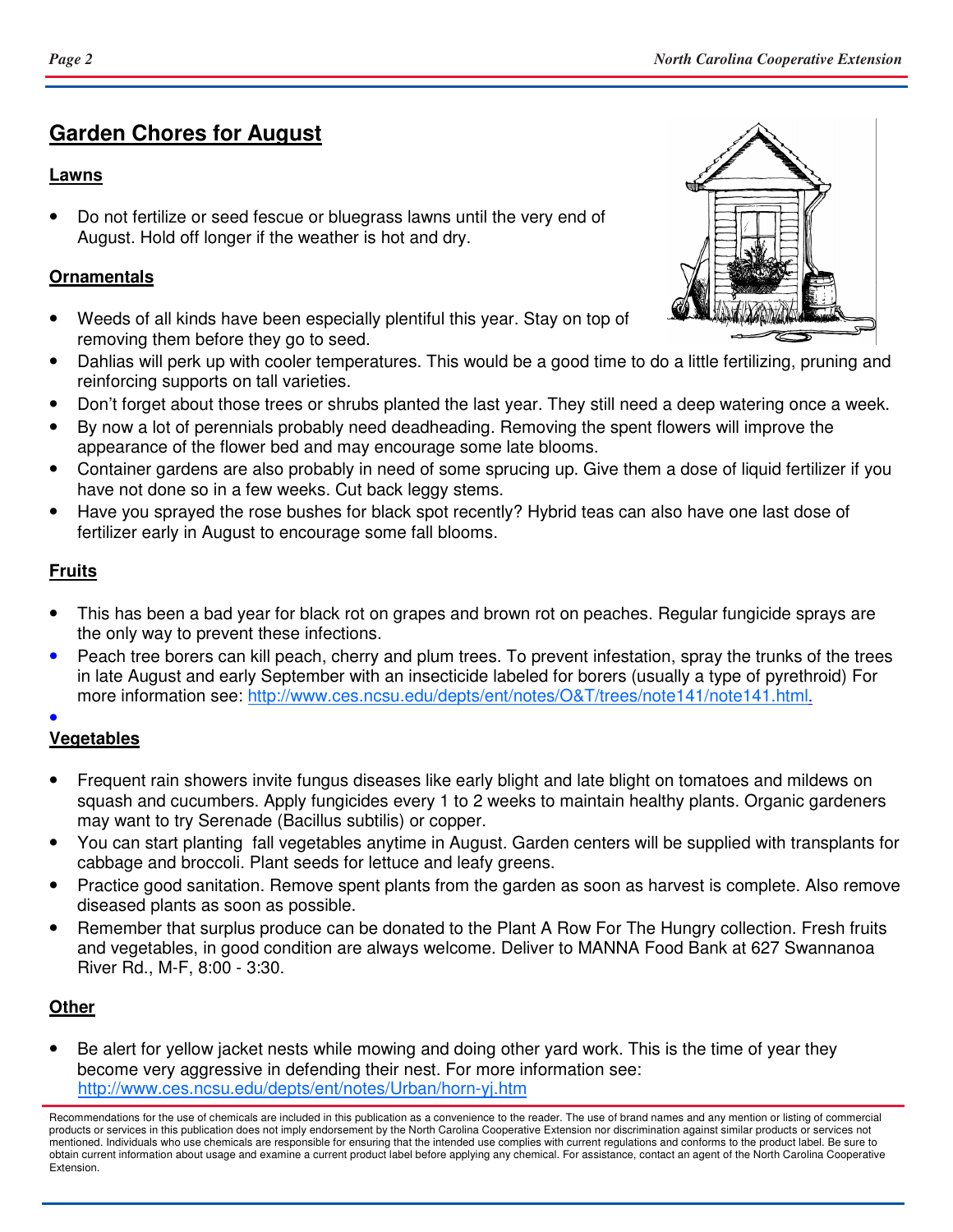## Garden Chores for August

### Lawns

- Do not fertilize or seed fescue or bluegrass lawns until the very end of August. Hold off longer if the weather is hot and dry.

### Ornamentals

- Weeds of all kinds have been especially plentiful this year. Stay on top of removing them before they go to seed.
- Dahlias will perk up with cooler temperatures. This would be a good time to do a little fertilizing, pruning and reinforcing supports on tall varieties.
- Don't forget about those trees or shrubs planted the last year. They still need a deep watering once a week.
- By now a lot of perennials probably need deadheading. Removing the spent flowers will improve the appearance of the flower bed and may encourage some late blooms.
- Container gardens are also probably in need of some sprucing up. Give them a dose of liquid fertilizer if you have not done so in a few weeks. Cut back leggy stems.
- Have you sprayed the rose bushes for black spot recently? Hybrid teas can also have one last dose of fertilizer early in August to encourage some fall blooms.

### Fruits

- This has been a bad year for black rot on grapes and brown rot on peaches. Regular fungicide sprays are the only way to prevent these infections.
- Peach tree borers can kill peach, cherry and plum trees. To prevent infestation, spray the trunks of the trees in late August and early September with an insecticide labeled for borers (usually a type of pyrethroid) For more information see: http://www.ces.ncsu.edu/depts/ent/notes/O&T/trees/note141/note141.html.

### Vegetables

- Frequent rain showers invite fungus diseases like early blight and late blight on tomatoes and mildews on squash and cucumbers. Apply fungicides every 1 to 2 weeks to maintain healthy plants. Organic gardeners may want to try Serenade (Bacillus subtilis) or copper.
- You can start planting fall vegetables anytime in August. Garden centers will be supplied with transplants for cabbage and broccoli. Plant seeds for lettuce and leafy greens.
- Practice good sanitation. Remove spent plants from the garden as soon as harvest is complete. Also remove diseased plants as soon as possible.
- Remember that surplus produce can be donated to the Plant A Row For The Hungry collection. Fresh fruits and vegetables, in good condition are always welcome. Deliver to MANNA Food Bank at 627 Swannanoa River Rd., M-F, 8:00 - 3:30.

### Other

- Be alert for yellow jacket nests while mowing and doing other yard work. This is the time of year they become very aggressive in defending their nest. For more information see: http://www.ces.ncsu.edu/depts/ent/notes/Urban/horn-yj.htm

Recommendations for the use of chemicals are included in this publication as a convenience to the reader. The use of brand names and any mention or listing of commercial products or services in this publication does not imply endorsement by the North Carolina Cooperative Extension nor discrimination against similar products or services not mentioned. Individuals who use chemicals are responsible for ensuring that the intended use complies with current regulations and conforms to the product label. Be sure to obtain current information about usage and examine a current product label before applying any chemical. For assistance, contact an agent of the North Carolina Cooperative Extension.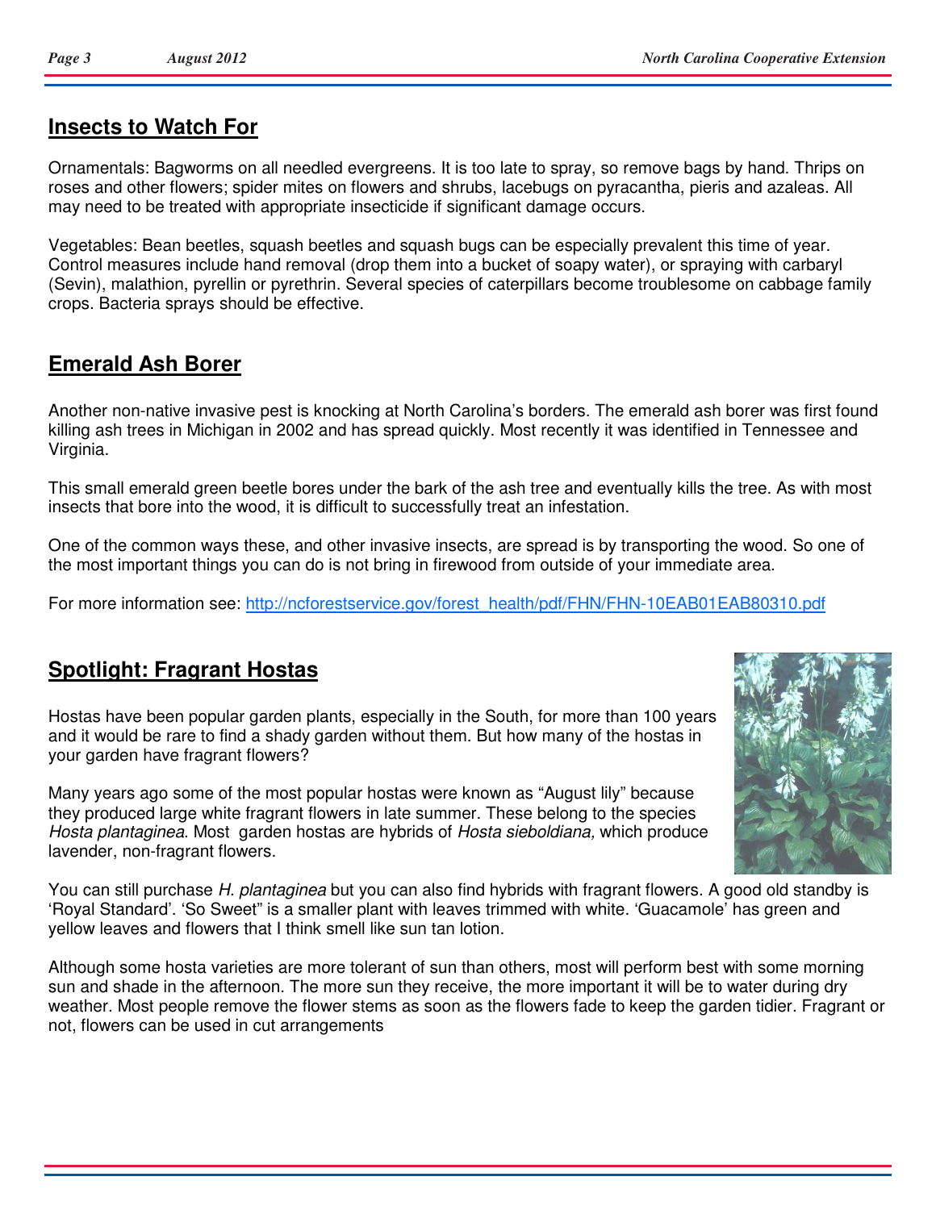## Insects to Watch For

Ornamentals: Bagworms on all needled evergreens. It is too late to spray, so remove bags by hand. Thrips on roses and other flowers; spider mites on flowers and shrubs, lacebugs on pyracantha, pieris and azaleas. All may need to be treated with appropriate insecticide if significant damage occurs.

Vegetables: Bean beetles, squash beetles and squash bugs can be especially prevalent this time of year. Control measures include hand removal (drop them into a bucket of soapy water), or spraying with carbaryl (Sevin), malathion, pyrellin or pyrethrin. Several species of caterpillars become troublesome on cabbage family crops. Bacteria sprays should be effective.

## Emerald Ash Borer

Another non-native invasive pest is knocking at North Carolina's borders. The emerald ash borer was first found killing ash trees in Michigan in 2002 and has spread quickly. Most recently it was identified in Tennessee and Virginia.

This small emerald green beetle bores under the bark of the ash tree and eventually kills the tree. As with most insects that bore into the wood, it is difficult to successfully treat an infestation.

One of the common ways these, and other invasive insects, are spread is by transporting the wood. So one of the most important things you can do is not bring in firewood from outside of your immediate area.

For more information see: http://ncforestservice.gov/forest_health/pdf/FHN/FHN-10EAB01EAB80310.pdf

## Spotlight: Fragrant Hostas

Hostas have been popular garden plants, especially in the South, for more than 100 years and it would be rare to find a shady garden without them. But how many of the hostas in your garden have fragrant flowers?

Many years ago some of the most popular hostas were known as "August lily" because they produced large white fragrant flowers in late summer. These belong to the species *Hosta plantaginea*. Most garden hostas are hybrids of *Hosta sieboldiana,* which produce lavender, non-fragrant flowers.

You can still purchase *H. plantaginea* but you can also find hybrids with fragrant flowers. A good old standby is 'Royal Standard'. 'So Sweet" is a smaller plant with leaves trimmed with white. 'Guacamole' has green and yellow leaves and flowers that I think smell like sun tan lotion.

Although some hosta varieties are more tolerant of sun than others, most will perform best with some morning sun and shade in the afternoon. The more sun they receive, the more important it will be to water during dry weather. Most people remove the flower stems as soon as the flowers fade to keep the garden tidier. Fragrant or not, flowers can be used in cut arrangements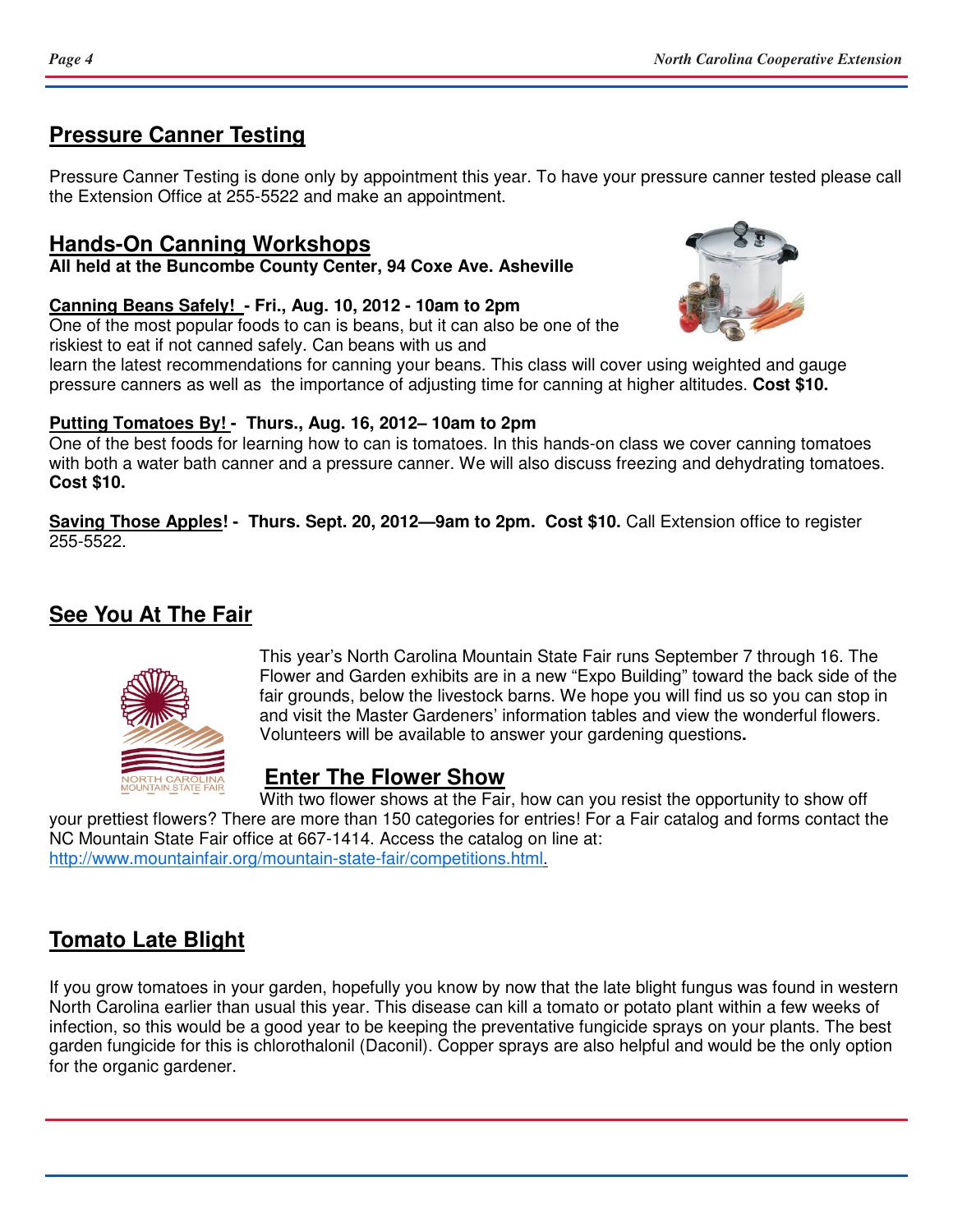## Pressure Canner Testing

Pressure Canner Testing is done only by appointment this year. To have your pressure canner tested please call the Extension Office at 255-5522 and make an appointment.

## Hands-On Canning Workshops

**All held at the Buncombe County Center, 94 Coxe Ave. Asheville**

**Canning Beans Safely! - Fri., Aug. 10, 2012 - 10am to 2pm**

One of the most popular foods to can is beans, but it can also be one of the riskiest to eat if not canned safely. Can beans with us and learn the latest recommendations for canning your beans. This class will cover using weighted and gauge pressure canners as well as the importance of adjusting time for canning at higher altitudes. **Cost $10.**

**Putting Tomatoes By! - Thurs., Aug. 16, 2012– 10am to 2pm**

One of the best foods for learning how to can is tomatoes. In this hands-on class we cover canning tomatoes with both a water bath canner and a pressure canner. We will also discuss freezing and dehydrating tomatoes. **Cost $10.**

**Saving Those Apples! - Thurs. Sept. 20, 2012—9am to 2pm. Cost $10.** Call Extension office to register 255-5522.

## See You At The Fair

This year's North Carolina Mountain State Fair runs September 7 through 16. The Flower and Garden exhibits are in a new "Expo Building" toward the back side of the fair grounds, below the livestock barns. We hope you will find us so you can stop in and visit the Master Gardeners' information tables and view the wonderful flowers. Volunteers will be available to answer your gardening questions.

## Enter The Flower Show

With two flower shows at the Fair, how can you resist the opportunity to show off your prettiest flowers? There are more than 150 categories for entries! For a Fair catalog and forms contact the NC Mountain State Fair office at 667-1414. Access the catalog on line at: http://www.mountainfair.org/mountain-state-fair/competitions.html.

## Tomato Late Blight

If you grow tomatoes in your garden, hopefully you know by now that the late blight fungus was found in western North Carolina earlier than usual this year. This disease can kill a tomato or potato plant within a few weeks of infection, so this would be a good year to be keeping the preventative fungicide sprays on your plants. The best garden fungicide for this is chlorothalonil (Daconil). Copper sprays are also helpful and would be the only option for the organic gardener.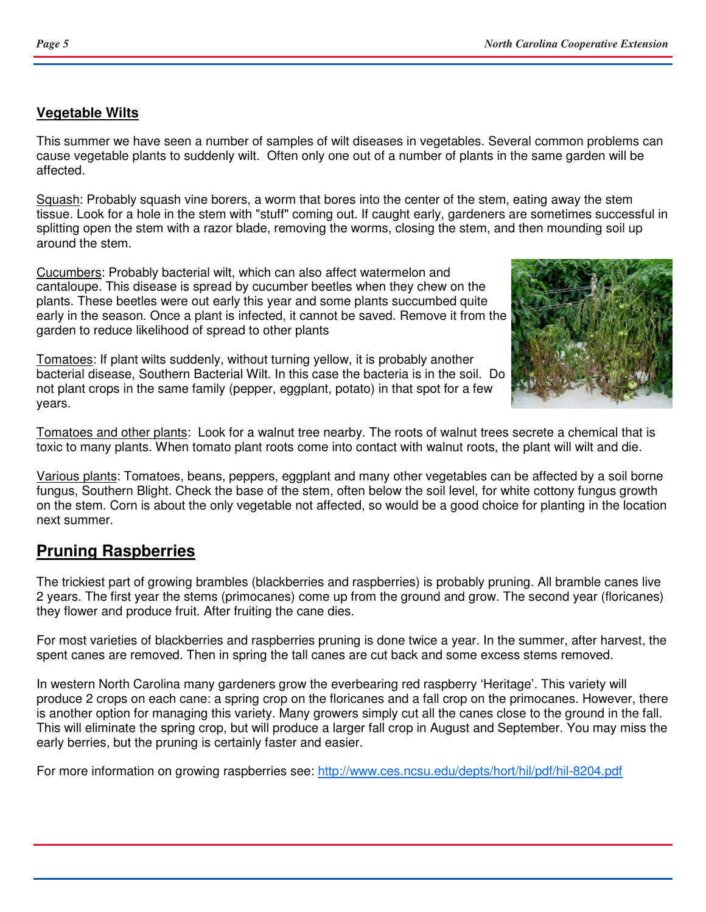### Vegetable Wilts

This summer we have seen a number of samples of wilt diseases in vegetables. Several common problems can cause vegetable plants to suddenly wilt. Often only one out of a number of plants in the same garden will be affected.

Squash: Probably squash vine borers, a worm that bores into the center of the stem, eating away the stem tissue. Look for a hole in the stem with "stuff" coming out. If caught early, gardeners are sometimes successful in splitting open the stem with a razor blade, removing the worms, closing the stem, and then mounding soil up around the stem.

Cucumbers: Probably bacterial wilt, which can also affect watermelon and cantaloupe. This disease is spread by cucumber beetles when they chew on the plants. These beetles were out early this year and some plants succumbed quite early in the season. Once a plant is infected, it cannot be saved. Remove it from the garden to reduce likelihood of spread to other plants

Tomatoes: If plant wilts suddenly, without turning yellow, it is probably another bacterial disease, Southern Bacterial Wilt. In this case the bacteria is in the soil. Do not plant crops in the same family (pepper, eggplant, potato) in that spot for a few years.

Tomatoes and other plants: Look for a walnut tree nearby. The roots of walnut trees secrete a chemical that is toxic to many plants. When tomato plant roots come into contact with walnut roots, the plant will wilt and die.

Various plants: Tomatoes, beans, peppers, eggplant and many other vegetables can be affected by a soil borne fungus, Southern Blight. Check the base of the stem, often below the soil level, for white cottony fungus growth on the stem. Corn is about the only vegetable not affected, so would be a good choice for planting in the location next summer.

## Pruning Raspberries

The trickiest part of growing brambles (blackberries and raspberries) is probably pruning. All bramble canes live 2 years. The first year the stems (primocanes) come up from the ground and grow. The second year (floricanes) they flower and produce fruit. After fruiting the cane dies.

For most varieties of blackberries and raspberries pruning is done twice a year. In the summer, after harvest, the spent canes are removed. Then in spring the tall canes are cut back and some excess stems removed.

In western North Carolina many gardeners grow the everbearing red raspberry 'Heritage'. This variety will produce 2 crops on each cane: a spring crop on the floricanes and a fall crop on the primocanes. However, there is another option for managing this variety. Many growers simply cut all the canes close to the ground in the fall. This will eliminate the spring crop, but will produce a larger fall crop in August and September. You may miss the early berries, but the pruning is certainly faster and easier.

For more information on growing raspberries see: http://www.ces.ncsu.edu/depts/hort/hil/pdf/hil-8204.pdf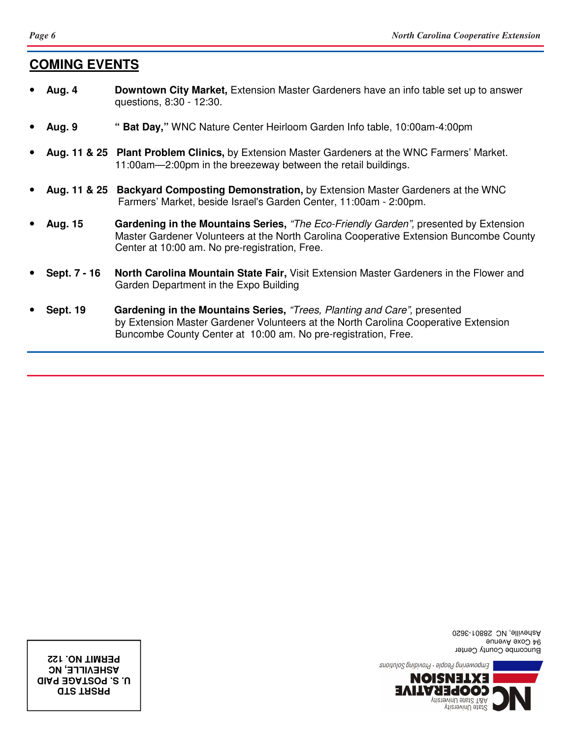## COMING EVENTS

- **Aug. 4** **Downtown City Market,** Extension Master Gardeners have an info table set up to answer questions, 8:30 - 12:30.
- **Aug. 9** **" Bat Day,"** WNC Nature Center Heirloom Garden Info table, 10:00am-4:00pm
- **Aug. 11 & 25** **Plant Problem Clinics,** by Extension Master Gardeners at the WNC Farmers' Market. 11:00am—2:00pm in the breezeway between the retail buildings.
- **Aug. 11 & 25** **Backyard Composting Demonstration,** by Extension Master Gardeners at the WNC Farmers' Market, beside Israel's Garden Center, 11:00am - 2:00pm.
- **Aug. 15** **Gardening in the Mountains Series,** *"The Eco-Friendly Garden",* presented by Extension Master Gardener Volunteers at the North Carolina Cooperative Extension Buncombe County Center at 10:00 am. No pre-registration, Free.
- **Sept. 7 - 16** **North Carolina Mountain State Fair,** Visit Extension Master Gardeners in the Flower and Garden Department in the Expo Building
- **Sept. 19** **Gardening in the Mountains Series,** *"Trees, Planting and Care",* presented by Extension Master Gardener Volunteers at the North Carolina Cooperative Extension Buncombe County Center at 10:00 am. No pre-registration, Free.

NC State University
A&T State University
COOPERATIVE EXTENSION
*Empowering People · Providing Solutions*

Buncombe County Center
94 Coxe Avenue
Asheville, NC 28801-3620

**PRSRT STD**
**U. S. POSTAGE PAID**
**ASHEVILLE, NC**
**PERMIT NO. 122**